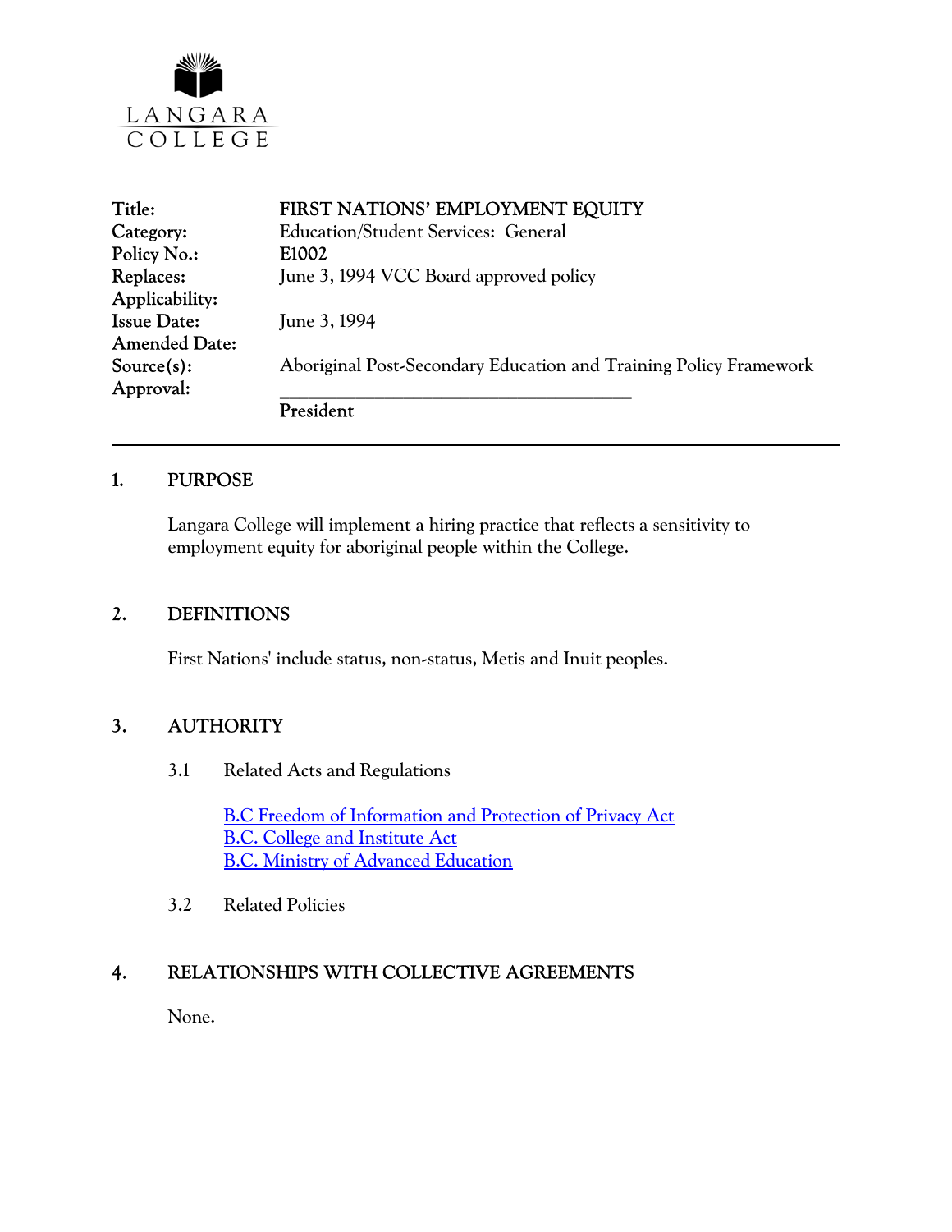LANGARA COLLEGE

| | |
|---|---|
| **Title:** | **FIRST NATIONS' EMPLOYMENT EQUITY** |
| **Category:** | Education/Student Services: General |
| **Policy No.:** | **E1002** |
| **Replaces:** | June 3, 1994 VCC Board approved policy |
| **Applicability:** | |
| **Issue Date:** | June 3, 1994 |
| **Amended Date:** | |
| **Source(s):** | Aboriginal Post-Secondary Education and Training Policy Framework |
| **Approval:** | ______________________________________ **President** |

## 1. PURPOSE

Langara College will implement a hiring practice that reflects a sensitivity to employment equity for aboriginal people within the College.

## 2. DEFINITIONS

First Nations' include status, non-status, Metis and Inuit peoples.

## 3. AUTHORITY

3.1 Related Acts and Regulations

B.C Freedom of Information and Protection of Privacy Act
B.C. College and Institute Act
B.C. Ministry of Advanced Education

3.2 Related Policies

## 4. RELATIONSHIPS WITH COLLECTIVE AGREEMENTS

None.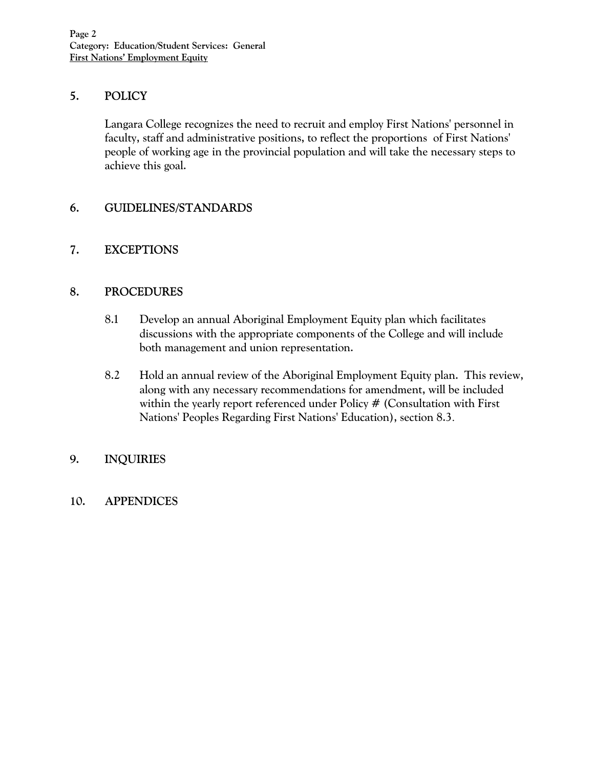## 5. POLICY

Langara College recognizes the need to recruit and employ First Nations' personnel in faculty, staff and administrative positions, to reflect the proportions of First Nations' people of working age in the provincial population and will take the necessary steps to achieve this goal.

## 6. GUIDELINES/STANDARDS

## 7. EXCEPTIONS

## 8. PROCEDURES

8.1 Develop an annual Aboriginal Employment Equity plan which facilitates discussions with the appropriate components of the College and will include both management and union representation.

8.2 Hold an annual review of the Aboriginal Employment Equity plan. This review, along with any necessary recommendations for amendment, will be included within the yearly report referenced under Policy # (Consultation with First Nations' Peoples Regarding First Nations' Education), section 8.3.

## 9. INQUIRIES

## 10. APPENDICES